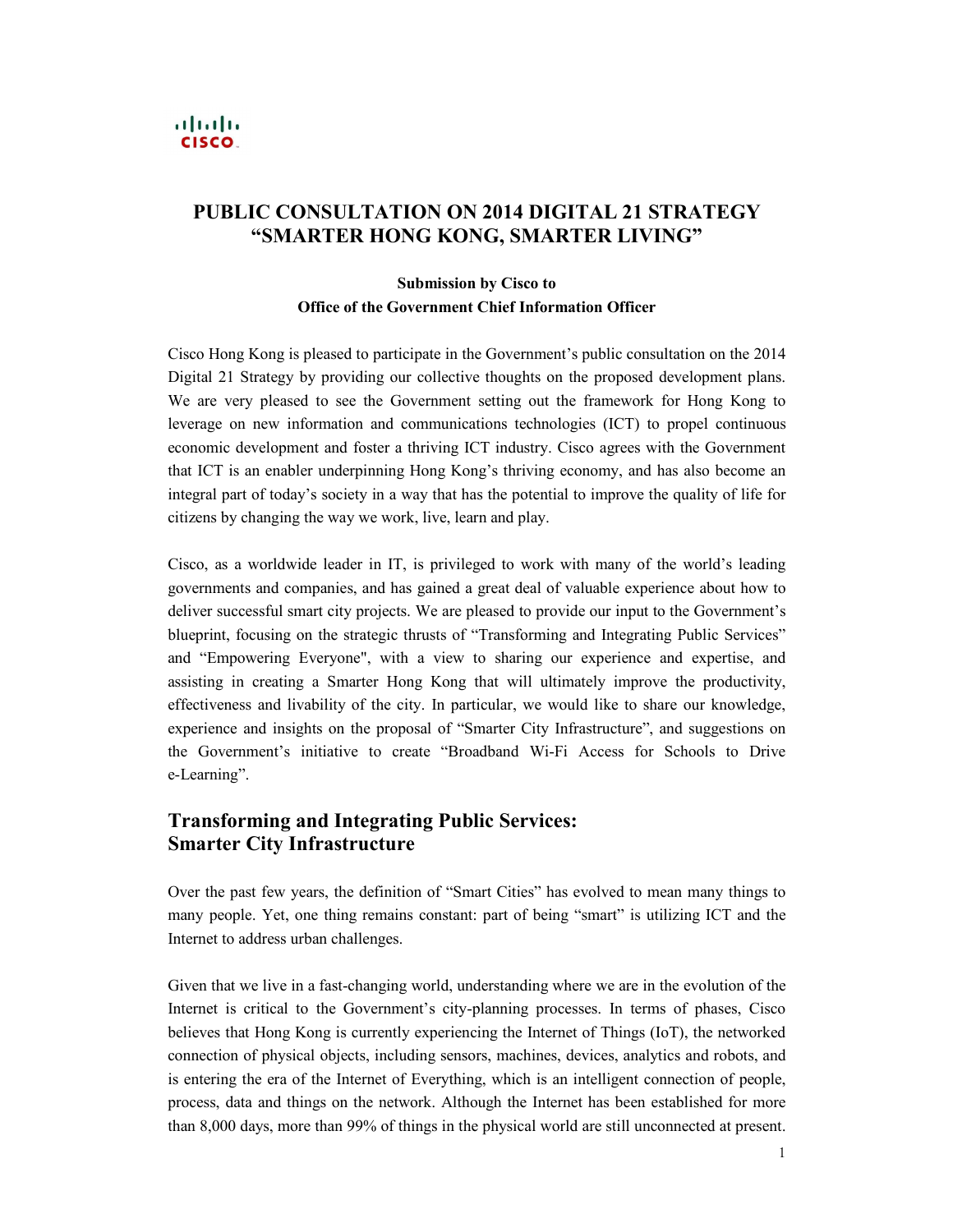# PUBLIC CONSULTATION ON 2014 DIGITAL 21 STRATEGY "SMARTER HONG KONG, SMARTER LIVING"

**Submission by Cisco to**
**Office of the Government Chief Information Officer**

Cisco Hong Kong is pleased to participate in the Government's public consultation on the 2014 Digital 21 Strategy by providing our collective thoughts on the proposed development plans. We are very pleased to see the Government setting out the framework for Hong Kong to leverage on new information and communications technologies (ICT) to propel continuous economic development and foster a thriving ICT industry. Cisco agrees with the Government that ICT is an enabler underpinning Hong Kong's thriving economy, and has also become an integral part of today's society in a way that has the potential to improve the quality of life for citizens by changing the way we work, live, learn and play.

Cisco, as a worldwide leader in IT, is privileged to work with many of the world's leading governments and companies, and has gained a great deal of valuable experience about how to deliver successful smart city projects. We are pleased to provide our input to the Government's blueprint, focusing on the strategic thrusts of "Transforming and Integrating Public Services" and "Empowering Everyone", with a view to sharing our experience and expertise, and assisting in creating a Smarter Hong Kong that will ultimately improve the productivity, effectiveness and livability of the city. In particular, we would like to share our knowledge, experience and insights on the proposal of "Smarter City Infrastructure", and suggestions on the Government's initiative to create "Broadband Wi-Fi Access for Schools to Drive e-Learning".

## Transforming and Integrating Public Services: Smarter City Infrastructure

Over the past few years, the definition of "Smart Cities" has evolved to mean many things to many people. Yet, one thing remains constant: part of being "smart" is utilizing ICT and the Internet to address urban challenges.

Given that we live in a fast-changing world, understanding where we are in the evolution of the Internet is critical to the Government's city-planning processes. In terms of phases, Cisco believes that Hong Kong is currently experiencing the Internet of Things (IoT), the networked connection of physical objects, including sensors, machines, devices, analytics and robots, and is entering the era of the Internet of Everything, which is an intelligent connection of people, process, data and things on the network. Although the Internet has been established for more than 8,000 days, more than 99% of things in the physical world are still unconnected at present.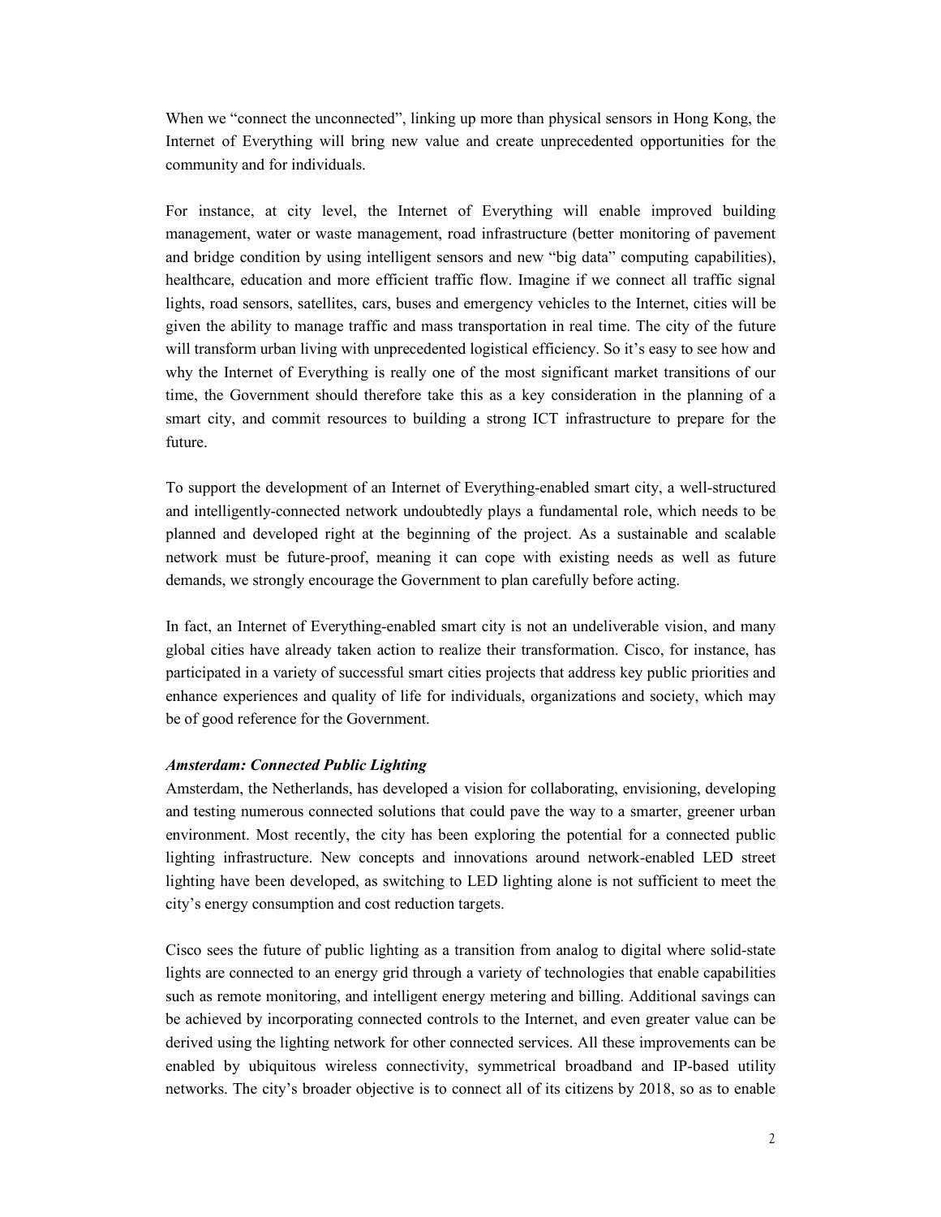When we "connect the unconnected", linking up more than physical sensors in Hong Kong, the Internet of Everything will bring new value and create unprecedented opportunities for the community and for individuals.

For instance, at city level, the Internet of Everything will enable improved building management, water or waste management, road infrastructure (better monitoring of pavement and bridge condition by using intelligent sensors and new "big data" computing capabilities), healthcare, education and more efficient traffic flow. Imagine if we connect all traffic signal lights, road sensors, satellites, cars, buses and emergency vehicles to the Internet, cities will be given the ability to manage traffic and mass transportation in real time. The city of the future will transform urban living with unprecedented logistical efficiency. So it's easy to see how and why the Internet of Everything is really one of the most significant market transitions of our time, the Government should therefore take this as a key consideration in the planning of a smart city, and commit resources to building a strong ICT infrastructure to prepare for the future.

To support the development of an Internet of Everything-enabled smart city, a well-structured and intelligently-connected network undoubtedly plays a fundamental role, which needs to be planned and developed right at the beginning of the project. As a sustainable and scalable network must be future-proof, meaning it can cope with existing needs as well as future demands, we strongly encourage the Government to plan carefully before acting.

In fact, an Internet of Everything-enabled smart city is not an undeliverable vision, and many global cities have already taken action to realize their transformation. Cisco, for instance, has participated in a variety of successful smart cities projects that address key public priorities and enhance experiences and quality of life for individuals, organizations and society, which may be of good reference for the Government.

***Amsterdam: Connected Public Lighting***

Amsterdam, the Netherlands, has developed a vision for collaborating, envisioning, developing and testing numerous connected solutions that could pave the way to a smarter, greener urban environment. Most recently, the city has been exploring the potential for a connected public lighting infrastructure. New concepts and innovations around network-enabled LED street lighting have been developed, as switching to LED lighting alone is not sufficient to meet the city's energy consumption and cost reduction targets.

Cisco sees the future of public lighting as a transition from analog to digital where solid-state lights are connected to an energy grid through a variety of technologies that enable capabilities such as remote monitoring, and intelligent energy metering and billing. Additional savings can be achieved by incorporating connected controls to the Internet, and even greater value can be derived using the lighting network for other connected services. All these improvements can be enabled by ubiquitous wireless connectivity, symmetrical broadband and IP-based utility networks. The city's broader objective is to connect all of its citizens by 2018, so as to enable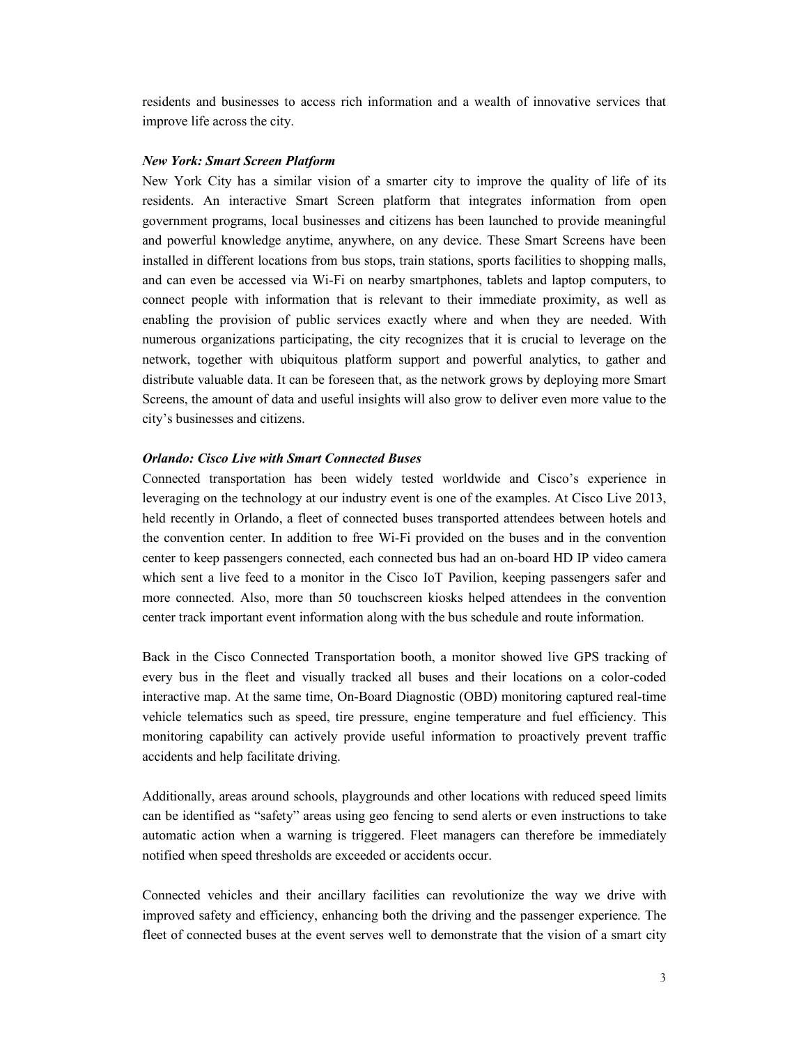residents and businesses to access rich information and a wealth of innovative services that improve life across the city.

***New York: Smart Screen Platform***

New York City has a similar vision of a smarter city to improve the quality of life of its residents. An interactive Smart Screen platform that integrates information from open government programs, local businesses and citizens has been launched to provide meaningful and powerful knowledge anytime, anywhere, on any device. These Smart Screens have been installed in different locations from bus stops, train stations, sports facilities to shopping malls, and can even be accessed via Wi-Fi on nearby smartphones, tablets and laptop computers, to connect people with information that is relevant to their immediate proximity, as well as enabling the provision of public services exactly where and when they are needed. With numerous organizations participating, the city recognizes that it is crucial to leverage on the network, together with ubiquitous platform support and powerful analytics, to gather and distribute valuable data. It can be foreseen that, as the network grows by deploying more Smart Screens, the amount of data and useful insights will also grow to deliver even more value to the city's businesses and citizens.

***Orlando: Cisco Live with Smart Connected Buses***

Connected transportation has been widely tested worldwide and Cisco's experience in leveraging on the technology at our industry event is one of the examples. At Cisco Live 2013, held recently in Orlando, a fleet of connected buses transported attendees between hotels and the convention center. In addition to free Wi-Fi provided on the buses and in the convention center to keep passengers connected, each connected bus had an on-board HD IP video camera which sent a live feed to a monitor in the Cisco IoT Pavilion, keeping passengers safer and more connected. Also, more than 50 touchscreen kiosks helped attendees in the convention center track important event information along with the bus schedule and route information.

Back in the Cisco Connected Transportation booth, a monitor showed live GPS tracking of every bus in the fleet and visually tracked all buses and their locations on a color-coded interactive map. At the same time, On-Board Diagnostic (OBD) monitoring captured real-time vehicle telematics such as speed, tire pressure, engine temperature and fuel efficiency. This monitoring capability can actively provide useful information to proactively prevent traffic accidents and help facilitate driving.

Additionally, areas around schools, playgrounds and other locations with reduced speed limits can be identified as "safety" areas using geo fencing to send alerts or even instructions to take automatic action when a warning is triggered. Fleet managers can therefore be immediately notified when speed thresholds are exceeded or accidents occur.

Connected vehicles and their ancillary facilities can revolutionize the way we drive with improved safety and efficiency, enhancing both the driving and the passenger experience. The fleet of connected buses at the event serves well to demonstrate that the vision of a smart city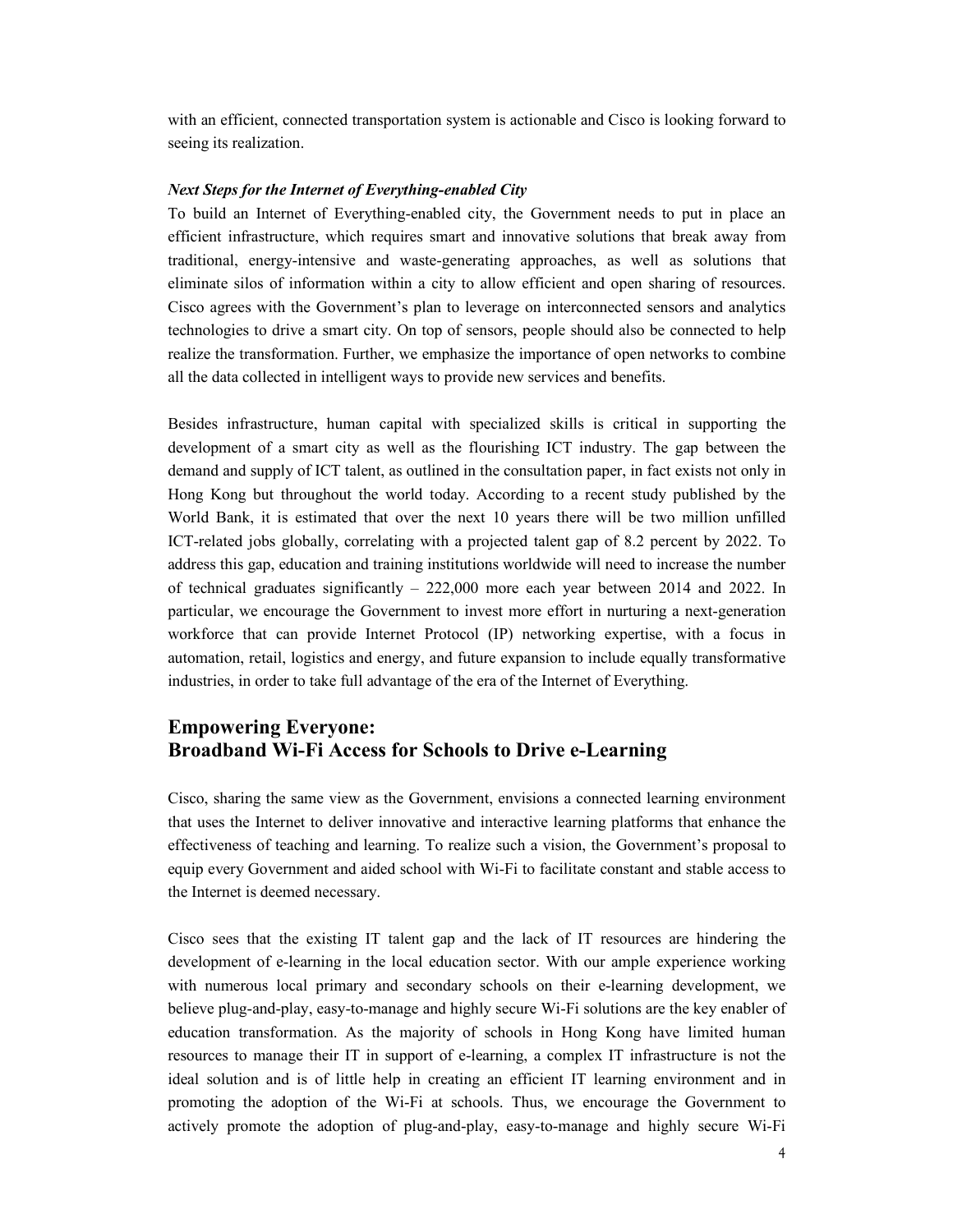with an efficient, connected transportation system is actionable and Cisco is looking forward to seeing its realization.

***Next Steps for the Internet of Everything-enabled City***

To build an Internet of Everything-enabled city, the Government needs to put in place an efficient infrastructure, which requires smart and innovative solutions that break away from traditional, energy-intensive and waste-generating approaches, as well as solutions that eliminate silos of information within a city to allow efficient and open sharing of resources. Cisco agrees with the Government's plan to leverage on interconnected sensors and analytics technologies to drive a smart city. On top of sensors, people should also be connected to help realize the transformation. Further, we emphasize the importance of open networks to combine all the data collected in intelligent ways to provide new services and benefits.

Besides infrastructure, human capital with specialized skills is critical in supporting the development of a smart city as well as the flourishing ICT industry. The gap between the demand and supply of ICT talent, as outlined in the consultation paper, in fact exists not only in Hong Kong but throughout the world today. According to a recent study published by the World Bank, it is estimated that over the next 10 years there will be two million unfilled ICT-related jobs globally, correlating with a projected talent gap of 8.2 percent by 2022. To address this gap, education and training institutions worldwide will need to increase the number of technical graduates significantly – 222,000 more each year between 2014 and 2022. In particular, we encourage the Government to invest more effort in nurturing a next-generation workforce that can provide Internet Protocol (IP) networking expertise, with a focus in automation, retail, logistics and energy, and future expansion to include equally transformative industries, in order to take full advantage of the era of the Internet of Everything.

## Empowering Everyone: Broadband Wi-Fi Access for Schools to Drive e-Learning

Cisco, sharing the same view as the Government, envisions a connected learning environment that uses the Internet to deliver innovative and interactive learning platforms that enhance the effectiveness of teaching and learning. To realize such a vision, the Government's proposal to equip every Government and aided school with Wi-Fi to facilitate constant and stable access to the Internet is deemed necessary.

Cisco sees that the existing IT talent gap and the lack of IT resources are hindering the development of e-learning in the local education sector. With our ample experience working with numerous local primary and secondary schools on their e-learning development, we believe plug-and-play, easy-to-manage and highly secure Wi-Fi solutions are the key enabler of education transformation. As the majority of schools in Hong Kong have limited human resources to manage their IT in support of e-learning, a complex IT infrastructure is not the ideal solution and is of little help in creating an efficient IT learning environment and in promoting the adoption of the Wi-Fi at schools. Thus, we encourage the Government to actively promote the adoption of plug-and-play, easy-to-manage and highly secure Wi-Fi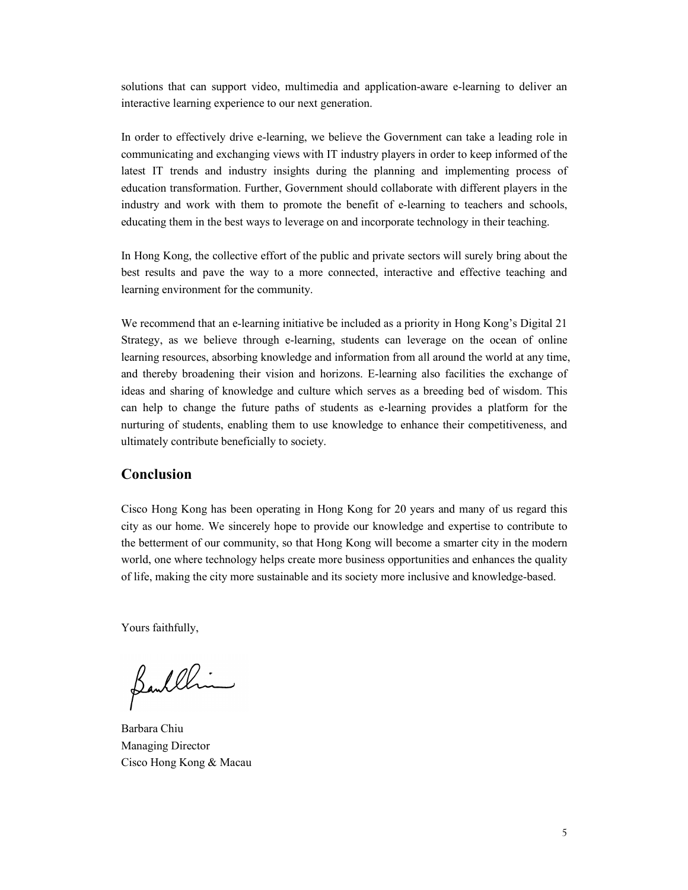solutions that can support video, multimedia and application-aware e-learning to deliver an interactive learning experience to our next generation.

In order to effectively drive e-learning, we believe the Government can take a leading role in communicating and exchanging views with IT industry players in order to keep informed of the latest IT trends and industry insights during the planning and implementing process of education transformation. Further, Government should collaborate with different players in the industry and work with them to promote the benefit of e-learning to teachers and schools, educating them in the best ways to leverage on and incorporate technology in their teaching.

In Hong Kong, the collective effort of the public and private sectors will surely bring about the best results and pave the way to a more connected, interactive and effective teaching and learning environment for the community.

We recommend that an e-learning initiative be included as a priority in Hong Kong's Digital 21 Strategy, as we believe through e-learning, students can leverage on the ocean of online learning resources, absorbing knowledge and information from all around the world at any time, and thereby broadening their vision and horizons. E-learning also facilities the exchange of ideas and sharing of knowledge and culture which serves as a breeding bed of wisdom. This can help to change the future paths of students as e-learning provides a platform for the nurturing of students, enabling them to use knowledge to enhance their competitiveness, and ultimately contribute beneficially to society.

## Conclusion

Cisco Hong Kong has been operating in Hong Kong for 20 years and many of us regard this city as our home. We sincerely hope to provide our knowledge and expertise to contribute to the betterment of our community, so that Hong Kong will become a smarter city in the modern world, one where technology helps create more business opportunities and enhances the quality of life, making the city more sustainable and its society more inclusive and knowledge-based.

Yours faithfully,

Barbara Chiu
Managing Director
Cisco Hong Kong & Macau